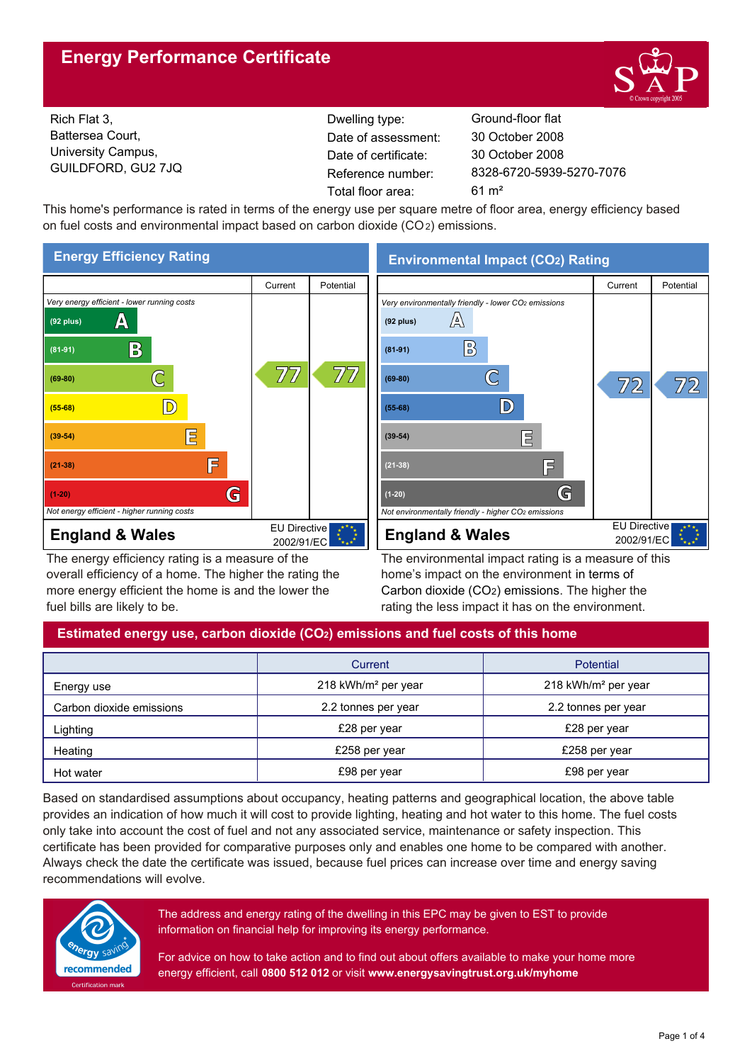# Energy Performance Certificate

Rich Flat 3,
Battersea Court,
University Campus,
GUILDFORD, GU2 7JQ

| | |
|---|---|
| Dwelling type: | Ground-floor flat |
| Date of assessment: | 30 October 2008 |
| Date of certificate: | 30 October 2008 |
| Reference number: | 8328-6720-5939-5270-7076 |
| Total floor area: | 61 m² |

This home's performance is rated in terms of the energy use per square metre of floor area, energy efficiency based on fuel costs and environmental impact based on carbon dioxide ($CO_2$) emissions.

## Energy Efficiency Rating

| Rating | Current | Potential |
|---|---|---|
| *Very energy efficient - lower running costs* | | |
| (92 plus) A | | |
| (81-91) B | | |
| (69-80) C | 77 | 77 |
| (55-68) D | | |
| (39-54) E | | |
| (21-38) F | | |
| (1-20) G | | |
| *Not energy efficient - higher running costs* | | |

**England & Wales** — EU Directive 2002/91/EC

The energy efficiency rating is a measure of the overall efficiency of a home. The higher the rating the more energy efficient the home is and the lower the fuel bills are likely to be.

## Environmental Impact ($CO_2$) Rating

| Rating | Current | Potential |
|---|---|---|
| *Very environmentally friendly - lower $CO_2$ emissions* | | |
| (92 plus) A | | |
| (81-91) B | | |
| (69-80) C | 72 | 72 |
| (55-68) D | | |
| (39-54) E | | |
| (21-38) F | | |
| (1-20) G | | |
| *Not environmentally friendly - higher $CO_2$ emissions* | | |

**England & Wales** — EU Directive 2002/91/EC

The environmental impact rating is a measure of this home's impact on the environment in terms of Carbon dioxide ($CO_2$) emissions. The higher the rating the less impact it has on the environment.

## Estimated energy use, carbon dioxide ($CO_2$) emissions and fuel costs of this home

| | Current | Potential |
|---|---|---|
| Energy use | 218 kWh/m² per year | 218 kWh/m² per year |
| Carbon dioxide emissions | 2.2 tonnes per year | 2.2 tonnes per year |
| Lighting | £28 per year | £28 per year |
| Heating | £258 per year | £258 per year |
| Hot water | £98 per year | £98 per year |

Based on standardised assumptions about occupancy, heating patterns and geographical location, the above table provides an indication of how much it will cost to provide lighting, heating and hot water to this home. The fuel costs only take into account the cost of fuel and not any associated service, maintenance or safety inspection. This certificate has been provided for comparative purposes only and enables one home to be compared with another. Always check the date the certificate was issued, because fuel prices can increase over time and energy saving recommendations will evolve.

The address and energy rating of the dwelling in this EPC may be given to EST to provide information on financial help for improving its energy performance.

For advice on how to take action and to find out about offers available to make your home more energy efficient, call **0800 512 012** or visit **www.energysavingtrust.org.uk/myhome**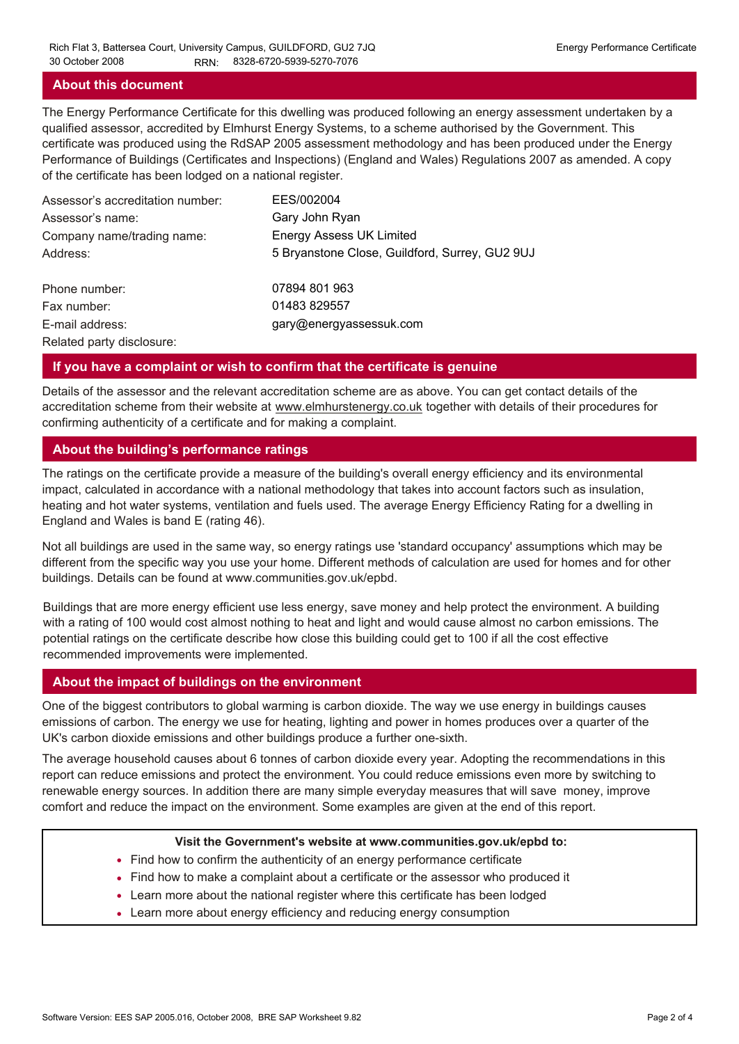## About this document

The Energy Performance Certificate for this dwelling was produced following an energy assessment undertaken by a qualified assessor, accredited by Elmhurst Energy Systems, to a scheme authorised by the Government. This certificate was produced using the RdSAP 2005 assessment methodology and has been produced under the Energy Performance of Buildings (Certificates and Inspections) (England and Wales) Regulations 2007 as amended. A copy of the certificate has been lodged on a national register.

| | |
|---|---|
| Assessor's accreditation number: | EES/002004 |
| Assessor's name: | Gary John Ryan |
| Company name/trading name: | Energy Assess UK Limited |
| Address: | 5 Bryanstone Close, Guildford, Surrey, GU2 9UJ |
| Phone number: | 07894 801 963 |
| Fax number: | 01483 829557 |
| E-mail address: | gary@energyassessuk.com |
| Related party disclosure: | |

## If you have a complaint or wish to confirm that the certificate is genuine

Details of the assessor and the relevant accreditation scheme are as above. You can get contact details of the accreditation scheme from their website at www.elmhurstenergy.co.uk together with details of their procedures for confirming authenticity of a certificate and for making a complaint.

## About the building's performance ratings

The ratings on the certificate provide a measure of the building's overall energy efficiency and its environmental impact, calculated in accordance with a national methodology that takes into account factors such as insulation, heating and hot water systems, ventilation and fuels used. The average Energy Efficiency Rating for a dwelling in England and Wales is band E (rating 46).

Not all buildings are used in the same way, so energy ratings use 'standard occupancy' assumptions which may be different from the specific way you use your home. Different methods of calculation are used for homes and for other buildings. Details can be found at www.communities.gov.uk/epbd.

Buildings that are more energy efficient use less energy, save money and help protect the environment. A building with a rating of 100 would cost almost nothing to heat and light and would cause almost no carbon emissions. The potential ratings on the certificate describe how close this building could get to 100 if all the cost effective recommended improvements were implemented.

## About the impact of buildings on the environment

One of the biggest contributors to global warming is carbon dioxide. The way we use energy in buildings causes emissions of carbon. The energy we use for heating, lighting and power in homes produces over a quarter of the UK's carbon dioxide emissions and other buildings produce a further one-sixth.

The average household causes about 6 tonnes of carbon dioxide every year. Adopting the recommendations in this report can reduce emissions and protect the environment. You could reduce emissions even more by switching to renewable energy sources. In addition there are many simple everyday measures that will save money, improve comfort and reduce the impact on the environment. Some examples are given at the end of this report.

**Visit the Government's website at www.communities.gov.uk/epbd to:**

- Find how to confirm the authenticity of an energy performance certificate
- Find how to make a complaint about a certificate or the assessor who produced it
- Learn more about the national register where this certificate has been lodged
- Learn more about energy efficiency and reducing energy consumption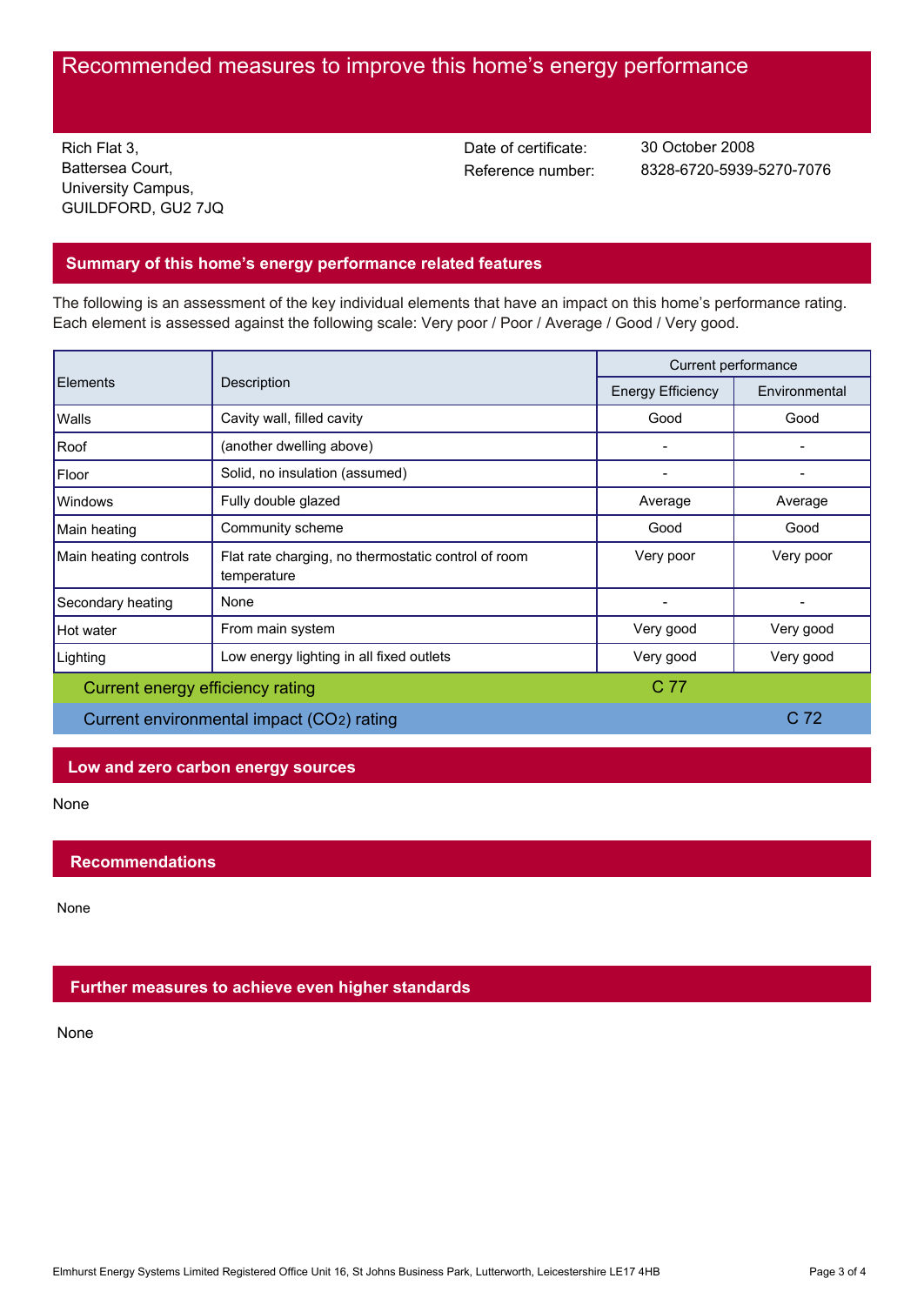# Recommended measures to improve this home's energy performance

Rich Flat 3,
Battersea Court,
University Campus,
GUILDFORD, GU2 7JQ

Date of certificate: 30 October 2008
Reference number: 8328-6720-5939-5270-7076

## Summary of this home's energy performance related features

The following is an assessment of the key individual elements that have an impact on this home's performance rating. Each element is assessed against the following scale: Very poor / Poor / Average / Good / Very good.

| Elements | Description | Current performance | |
|---|---|---|---|
| | | Energy Efficiency | Environmental |
| Walls | Cavity wall, filled cavity | Good | Good |
| Roof | (another dwelling above) | - | - |
| Floor | Solid, no insulation (assumed) | - | - |
| Windows | Fully double glazed | Average | Average |
| Main heating | Community scheme | Good | Good |
| Main heating controls | Flat rate charging, no thermostatic control of room temperature | Very poor | Very poor |
| Secondary heating | None | - | - |
| Hot water | From main system | Very good | Very good |
| Lighting | Low energy lighting in all fixed outlets | Very good | Very good |
| Current energy efficiency rating | | C 77 | |
| Current environmental impact ($CO_2$) rating | | | C 72 |

## Low and zero carbon energy sources

None

## Recommendations

None

## Further measures to achieve even higher standards

None

Elmhurst Energy Systems Limited Registered Office Unit 16, St Johns Business Park, Lutterworth, Leicestershire LE17 4HB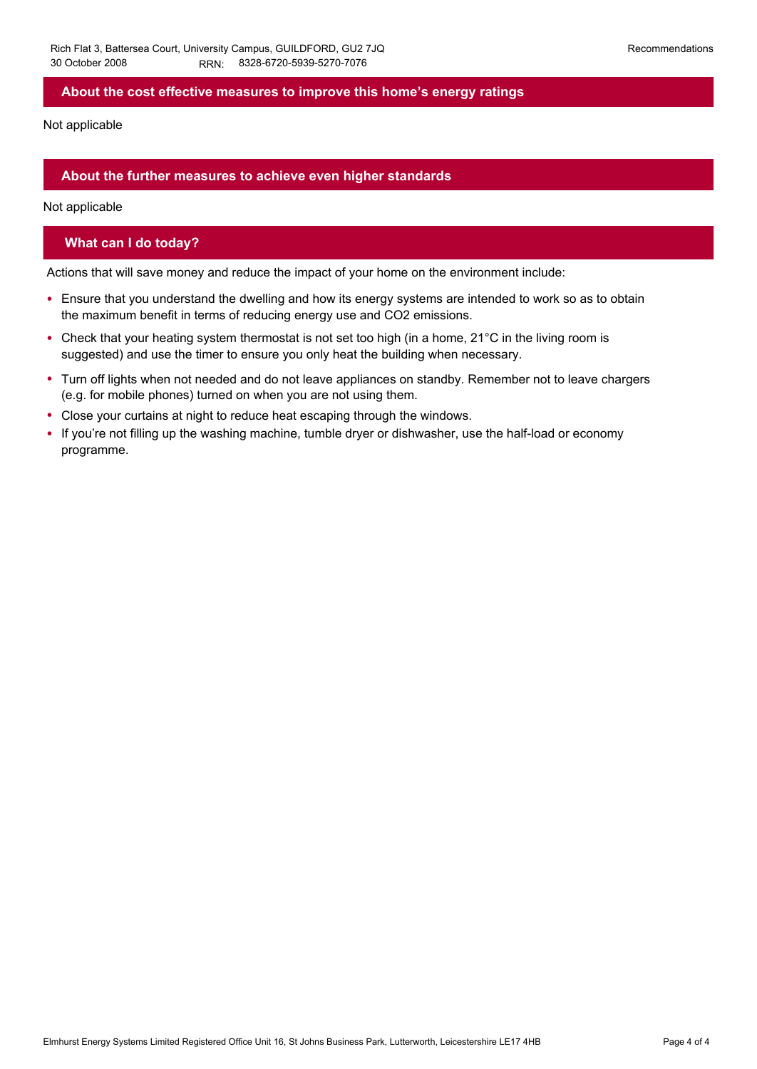## About the cost effective measures to improve this home's energy ratings

Not applicable

## About the further measures to achieve even higher standards

Not applicable

## What can I do today?

Actions that will save money and reduce the impact of your home on the environment include:

- Ensure that you understand the dwelling and how its energy systems are intended to work so as to obtain the maximum benefit in terms of reducing energy use and $CO_2$ emissions.
- Check that your heating system thermostat is not set too high (in a home, 21°C in the living room is suggested) and use the timer to ensure you only heat the building when necessary.
- Turn off lights when not needed and do not leave appliances on standby. Remember not to leave chargers (e.g. for mobile phones) turned on when you are not using them.
- Close your curtains at night to reduce heat escaping through the windows.
- If you're not filling up the washing machine, tumble dryer or dishwasher, use the half-load or economy programme.